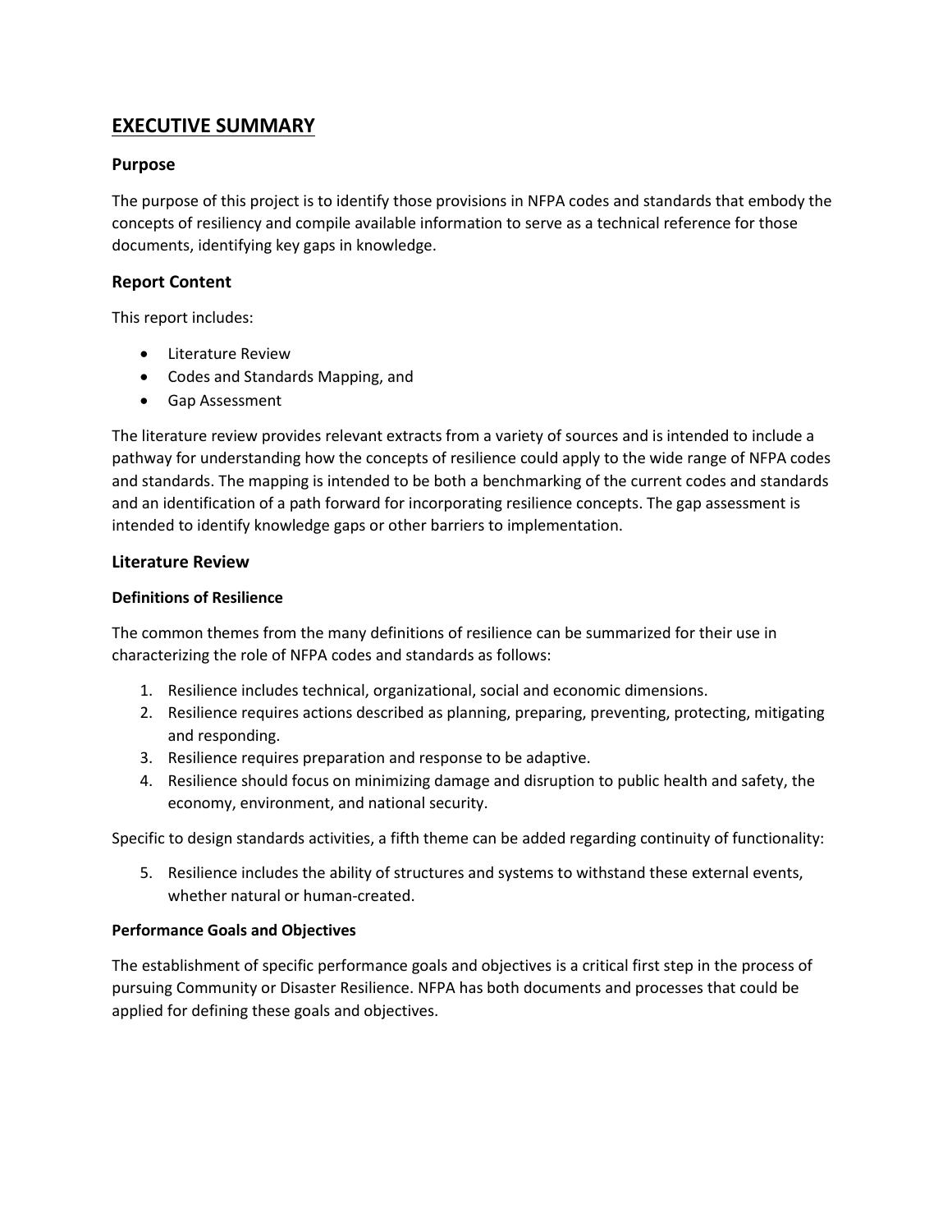# EXECUTIVE SUMMARY

## Purpose

The purpose of this project is to identify those provisions in NFPA codes and standards that embody the concepts of resiliency and compile available information to serve as a technical reference for those documents, identifying key gaps in knowledge.

## Report Content

This report includes:

- Literature Review
- Codes and Standards Mapping, and
- Gap Assessment

The literature review provides relevant extracts from a variety of sources and is intended to include a pathway for understanding how the concepts of resilience could apply to the wide range of NFPA codes and standards. The mapping is intended to be both a benchmarking of the current codes and standards and an identification of a path forward for incorporating resilience concepts. The gap assessment is intended to identify knowledge gaps or other barriers to implementation.

## Literature Review

### Definitions of Resilience

The common themes from the many definitions of resilience can be summarized for their use in characterizing the role of NFPA codes and standards as follows:

1. Resilience includes technical, organizational, social and economic dimensions.
2. Resilience requires actions described as planning, preparing, preventing, protecting, mitigating and responding.
3. Resilience requires preparation and response to be adaptive.
4. Resilience should focus on minimizing damage and disruption to public health and safety, the economy, environment, and national security.

Specific to design standards activities, a fifth theme can be added regarding continuity of functionality:

5. Resilience includes the ability of structures and systems to withstand these external events, whether natural or human-created.

### Performance Goals and Objectives

The establishment of specific performance goals and objectives is a critical first step in the process of pursuing Community or Disaster Resilience. NFPA has both documents and processes that could be applied for defining these goals and objectives.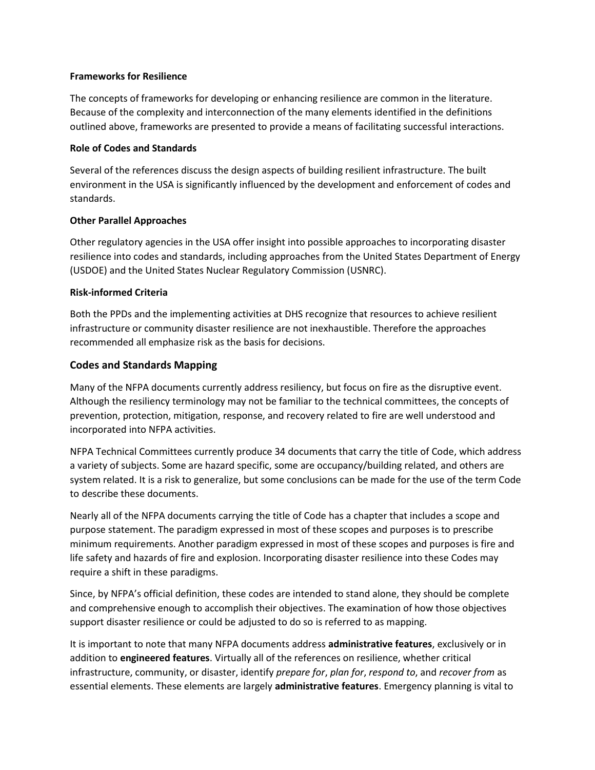**Frameworks for Resilience**

The concepts of frameworks for developing or enhancing resilience are common in the literature. Because of the complexity and interconnection of the many elements identified in the definitions outlined above, frameworks are presented to provide a means of facilitating successful interactions.

**Role of Codes and Standards**

Several of the references discuss the design aspects of building resilient infrastructure. The built environment in the USA is significantly influenced by the development and enforcement of codes and standards.

**Other Parallel Approaches**

Other regulatory agencies in the USA offer insight into possible approaches to incorporating disaster resilience into codes and standards, including approaches from the United States Department of Energy (USDOE) and the United States Nuclear Regulatory Commission (USNRC).

**Risk-informed Criteria**

Both the PPDs and the implementing activities at DHS recognize that resources to achieve resilient infrastructure or community disaster resilience are not inexhaustible. Therefore the approaches recommended all emphasize risk as the basis for decisions.

## Codes and Standards Mapping

Many of the NFPA documents currently address resiliency, but focus on fire as the disruptive event. Although the resiliency terminology may not be familiar to the technical committees, the concepts of prevention, protection, mitigation, response, and recovery related to fire are well understood and incorporated into NFPA activities.

NFPA Technical Committees currently produce 34 documents that carry the title of Code, which address a variety of subjects. Some are hazard specific, some are occupancy/building related, and others are system related. It is a risk to generalize, but some conclusions can be made for the use of the term Code to describe these documents.

Nearly all of the NFPA documents carrying the title of Code has a chapter that includes a scope and purpose statement. The paradigm expressed in most of these scopes and purposes is to prescribe minimum requirements. Another paradigm expressed in most of these scopes and purposes is fire and life safety and hazards of fire and explosion. Incorporating disaster resilience into these Codes may require a shift in these paradigms.

Since, by NFPA's official definition, these codes are intended to stand alone, they should be complete and comprehensive enough to accomplish their objectives. The examination of how those objectives support disaster resilience or could be adjusted to do so is referred to as mapping.

It is important to note that many NFPA documents address **administrative features**, exclusively or in addition to **engineered features**. Virtually all of the references on resilience, whether critical infrastructure, community, or disaster, identify *prepare for*, *plan for*, *respond to*, and *recover from* as essential elements. These elements are largely **administrative features**. Emergency planning is vital to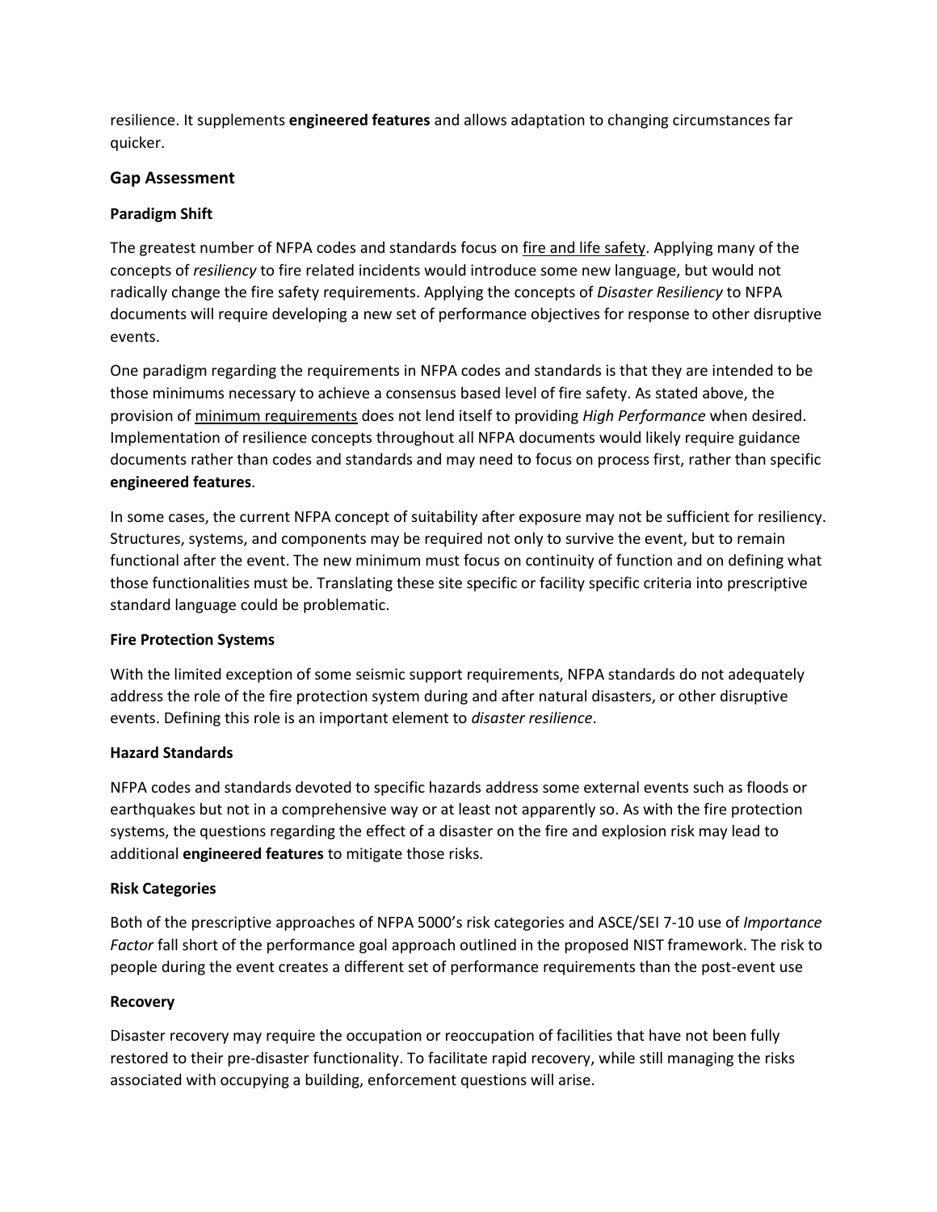resilience. It supplements **engineered features** and allows adaptation to changing circumstances far quicker.

## Gap Assessment

### Paradigm Shift

The greatest number of NFPA codes and standards focus on fire and life safety. Applying many of the concepts of *resiliency* to fire related incidents would introduce some new language, but would not radically change the fire safety requirements. Applying the concepts of *Disaster Resiliency* to NFPA documents will require developing a new set of performance objectives for response to other disruptive events.

One paradigm regarding the requirements in NFPA codes and standards is that they are intended to be those minimums necessary to achieve a consensus based level of fire safety. As stated above, the provision of minimum requirements does not lend itself to providing *High Performance* when desired. Implementation of resilience concepts throughout all NFPA documents would likely require guidance documents rather than codes and standards and may need to focus on process first, rather than specific **engineered features**.

In some cases, the current NFPA concept of suitability after exposure may not be sufficient for resiliency. Structures, systems, and components may be required not only to survive the event, but to remain functional after the event. The new minimum must focus on continuity of function and on defining what those functionalities must be. Translating these site specific or facility specific criteria into prescriptive standard language could be problematic.

### Fire Protection Systems

With the limited exception of some seismic support requirements, NFPA standards do not adequately address the role of the fire protection system during and after natural disasters, or other disruptive events. Defining this role is an important element to *disaster resilience*.

### Hazard Standards

NFPA codes and standards devoted to specific hazards address some external events such as floods or earthquakes but not in a comprehensive way or at least not apparently so. As with the fire protection systems, the questions regarding the effect of a disaster on the fire and explosion risk may lead to additional **engineered features** to mitigate those risks.

### Risk Categories

Both of the prescriptive approaches of NFPA 5000's risk categories and ASCE/SEI 7-10 use of *Importance Factor* fall short of the performance goal approach outlined in the proposed NIST framework. The risk to people during the event creates a different set of performance requirements than the post-event use

### Recovery

Disaster recovery may require the occupation or reoccupation of facilities that have not been fully restored to their pre-disaster functionality. To facilitate rapid recovery, while still managing the risks associated with occupying a building, enforcement questions will arise.